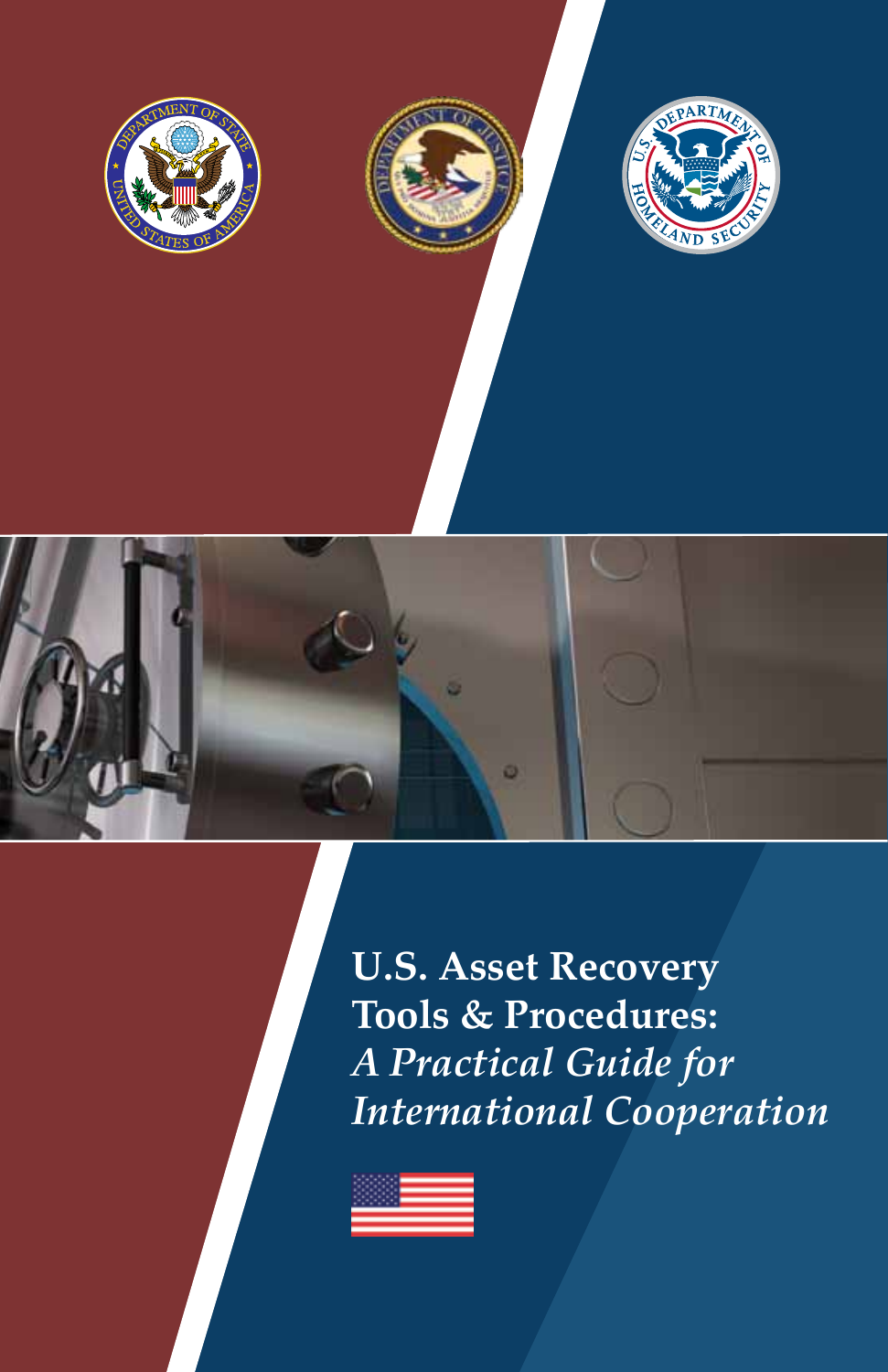# U.S. Asset Recovery Tools & Procedures:

## *A Practical Guide for International Cooperation*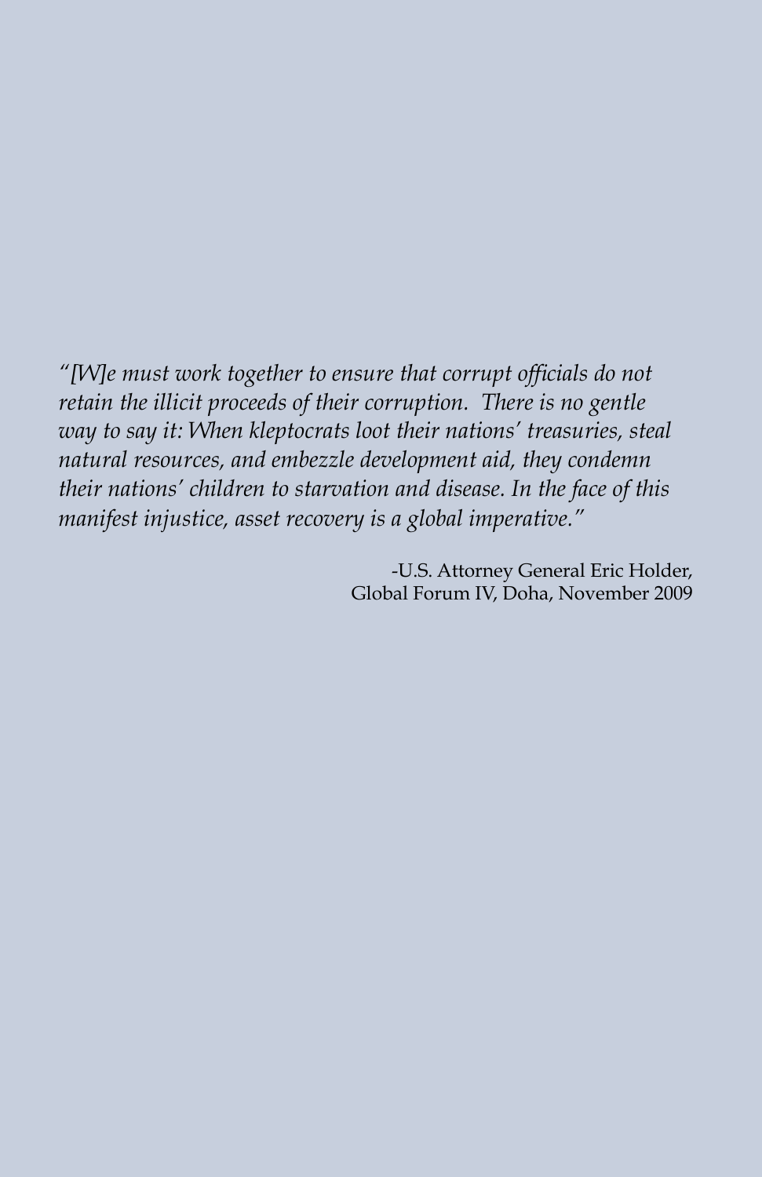*"[W]e must work together to ensure that corrupt officials do not retain the illicit proceeds of their corruption. There is no gentle way to say it: When kleptocrats loot their nations' treasuries, steal natural resources, and embezzle development aid, they condemn their nations' children to starvation and disease. In the face of this manifest injustice, asset recovery is a global imperative."*

-U.S. Attorney General Eric Holder,
Global Forum IV, Doha, November 2009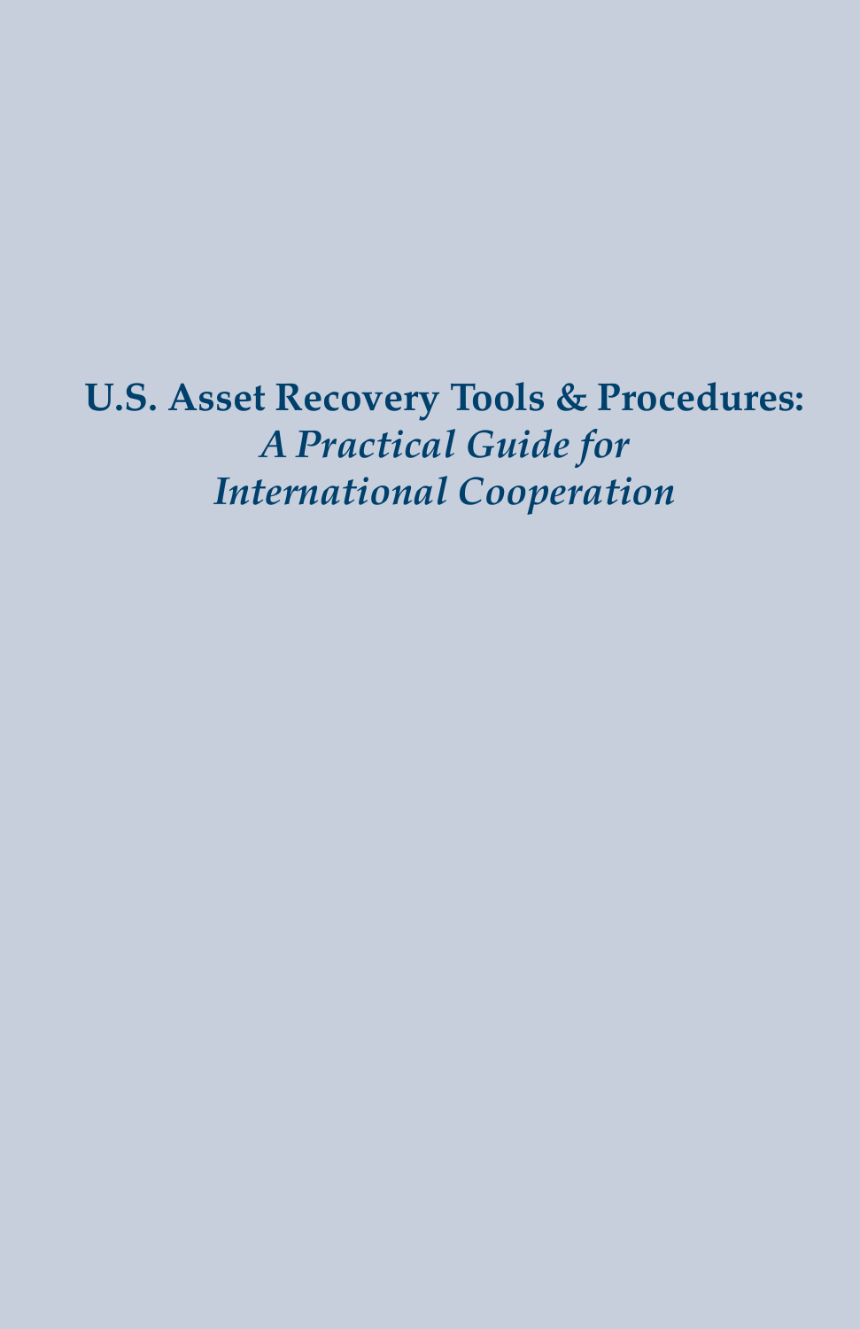# U.S. Asset Recovery Tools & Procedures:

*A Practical Guide for International Cooperation*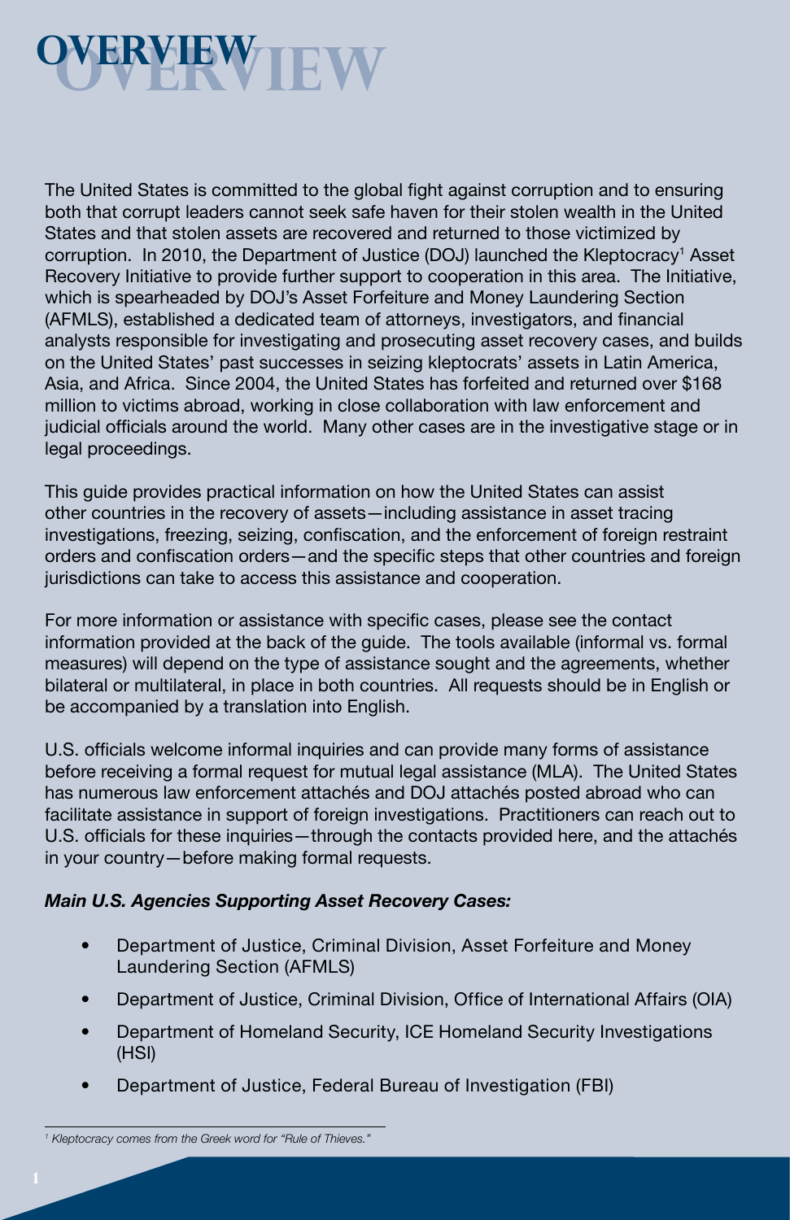# OVERVIEW

The United States is committed to the global fight against corruption and to ensuring both that corrupt leaders cannot seek safe haven for their stolen wealth in the United States and that stolen assets are recovered and returned to those victimized by corruption. In 2010, the Department of Justice (DOJ) launched the Kleptocracy[1] Asset Recovery Initiative to provide further support to cooperation in this area. The Initiative, which is spearheaded by DOJ's Asset Forfeiture and Money Laundering Section (AFMLS), established a dedicated team of attorneys, investigators, and financial analysts responsible for investigating and prosecuting asset recovery cases, and builds on the United States' past successes in seizing kleptocrats' assets in Latin America, Asia, and Africa. Since 2004, the United States has forfeited and returned over $168 million to victims abroad, working in close collaboration with law enforcement and judicial officials around the world. Many other cases are in the investigative stage or in legal proceedings.

This guide provides practical information on how the United States can assist other countries in the recovery of assets—including assistance in asset tracing investigations, freezing, seizing, confiscation, and the enforcement of foreign restraint orders and confiscation orders—and the specific steps that other countries and foreign jurisdictions can take to access this assistance and cooperation.

For more information or assistance with specific cases, please see the contact information provided at the back of the guide. The tools available (informal vs. formal measures) will depend on the type of assistance sought and the agreements, whether bilateral or multilateral, in place in both countries. All requests should be in English or be accompanied by a translation into English.

U.S. officials welcome informal inquiries and can provide many forms of assistance before receiving a formal request for mutual legal assistance (MLA). The United States has numerous law enforcement attachés and DOJ attachés posted abroad who can facilitate assistance in support of foreign investigations. Practitioners can reach out to U.S. officials for these inquiries—through the contacts provided here, and the attachés in your country—before making formal requests.

***Main U.S. Agencies Supporting Asset Recovery Cases:***

- Department of Justice, Criminal Division, Asset Forfeiture and Money Laundering Section (AFMLS)
- Department of Justice, Criminal Division, Office of International Affairs (OIA)
- Department of Homeland Security, ICE Homeland Security Investigations (HSI)
- Department of Justice, Federal Bureau of Investigation (FBI)

---

[1] *Kleptocracy comes from the Greek word for "Rule of Thieves."*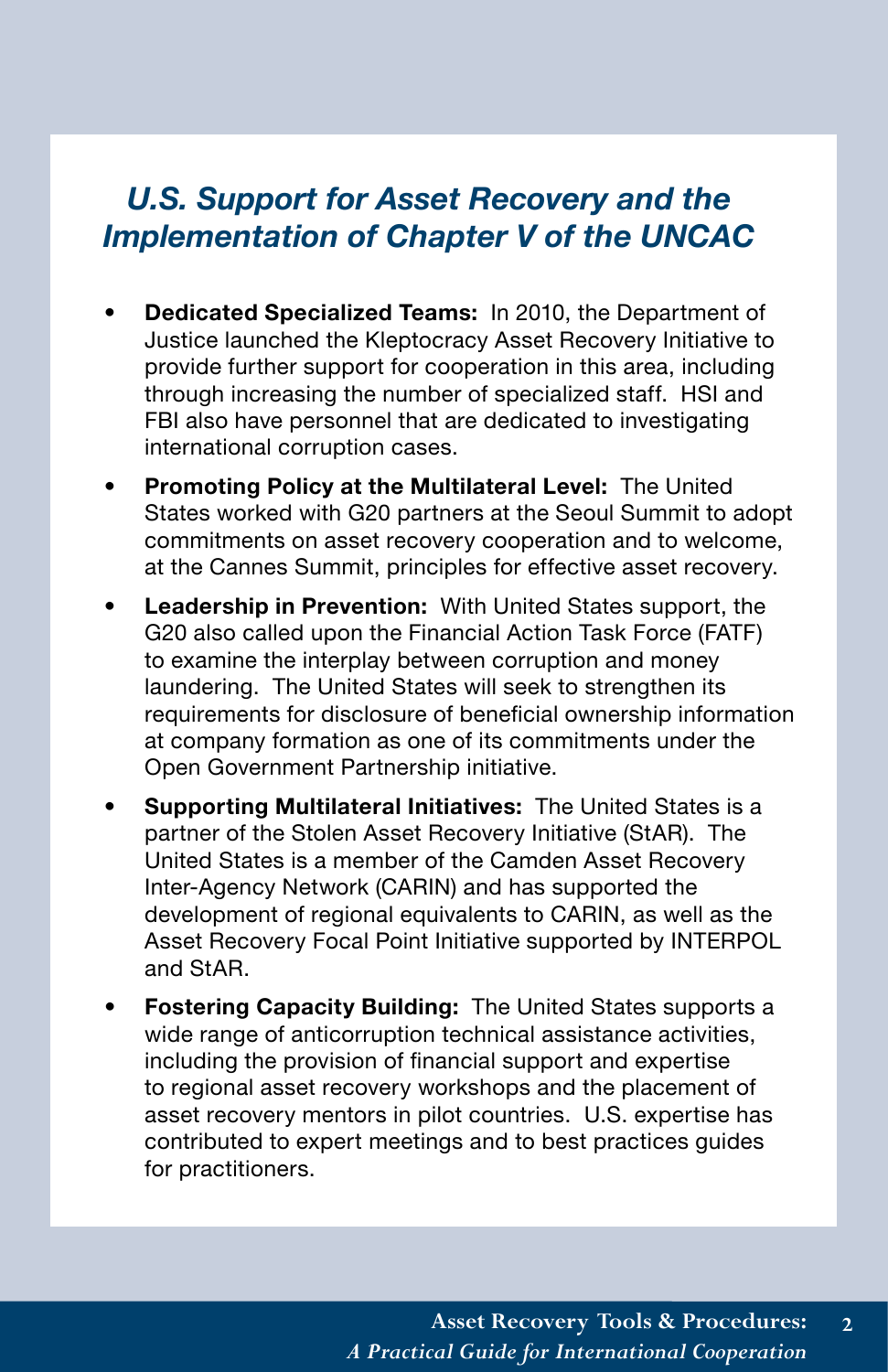## *U.S. Support for Asset Recovery and the Implementation of Chapter V of the UNCAC*

- **Dedicated Specialized Teams:** In 2010, the Department of Justice launched the Kleptocracy Asset Recovery Initiative to provide further support for cooperation in this area, including through increasing the number of specialized staff. HSI and FBI also have personnel that are dedicated to investigating international corruption cases.
- **Promoting Policy at the Multilateral Level:** The United States worked with G20 partners at the Seoul Summit to adopt commitments on asset recovery cooperation and to welcome, at the Cannes Summit, principles for effective asset recovery.
- **Leadership in Prevention:** With United States support, the G20 also called upon the Financial Action Task Force (FATF) to examine the interplay between corruption and money laundering. The United States will seek to strengthen its requirements for disclosure of beneficial ownership information at company formation as one of its commitments under the Open Government Partnership initiative.
- **Supporting Multilateral Initiatives:** The United States is a partner of the Stolen Asset Recovery Initiative (StAR). The United States is a member of the Camden Asset Recovery Inter-Agency Network (CARIN) and has supported the development of regional equivalents to CARIN, as well as the Asset Recovery Focal Point Initiative supported by INTERPOL and StAR.
- **Fostering Capacity Building:** The United States supports a wide range of anticorruption technical assistance activities, including the provision of financial support and expertise to regional asset recovery workshops and the placement of asset recovery mentors in pilot countries. U.S. expertise has contributed to expert meetings and to best practices guides for practitioners.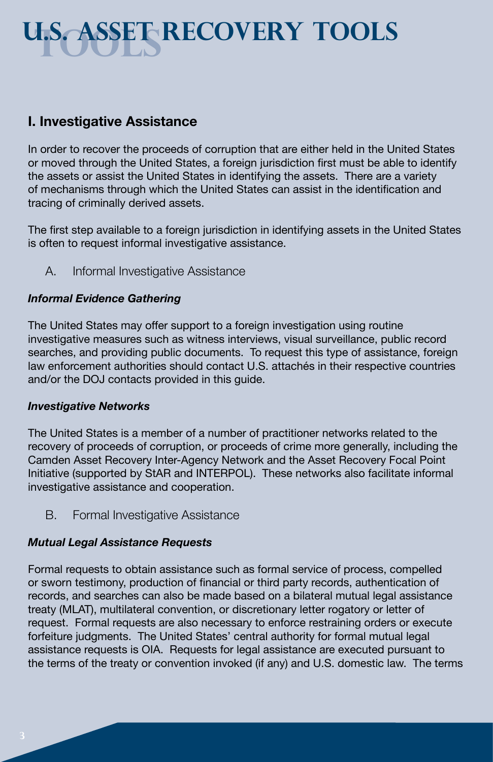# U.S. ASSET RECOVERY TOOLS

## I. Investigative Assistance

In order to recover the proceeds of corruption that are either held in the United States or moved through the United States, a foreign jurisdiction first must be able to identify the assets or assist the United States in identifying the assets. There are a variety of mechanisms through which the United States can assist in the identification and tracing of criminally derived assets.

The first step available to a foreign jurisdiction in identifying assets in the United States is often to request informal investigative assistance.

### A. Informal Investigative Assistance

***Informal Evidence Gathering***

The United States may offer support to a foreign investigation using routine investigative measures such as witness interviews, visual surveillance, public record searches, and providing public documents. To request this type of assistance, foreign law enforcement authorities should contact U.S. attachés in their respective countries and/or the DOJ contacts provided in this guide.

***Investigative Networks***

The United States is a member of a number of practitioner networks related to the recovery of proceeds of corruption, or proceeds of crime more generally, including the Camden Asset Recovery Inter-Agency Network and the Asset Recovery Focal Point Initiative (supported by StAR and INTERPOL). These networks also facilitate informal investigative assistance and cooperation.

### B. Formal Investigative Assistance

***Mutual Legal Assistance Requests***

Formal requests to obtain assistance such as formal service of process, compelled or sworn testimony, production of financial or third party records, authentication of records, and searches can also be made based on a bilateral mutual legal assistance treaty (MLAT), multilateral convention, or discretionary letter rogatory or letter of request. Formal requests are also necessary to enforce restraining orders or execute forfeiture judgments. The United States' central authority for formal mutual legal assistance requests is OIA. Requests for legal assistance are executed pursuant to the terms of the treaty or convention invoked (if any) and U.S. domestic law. The terms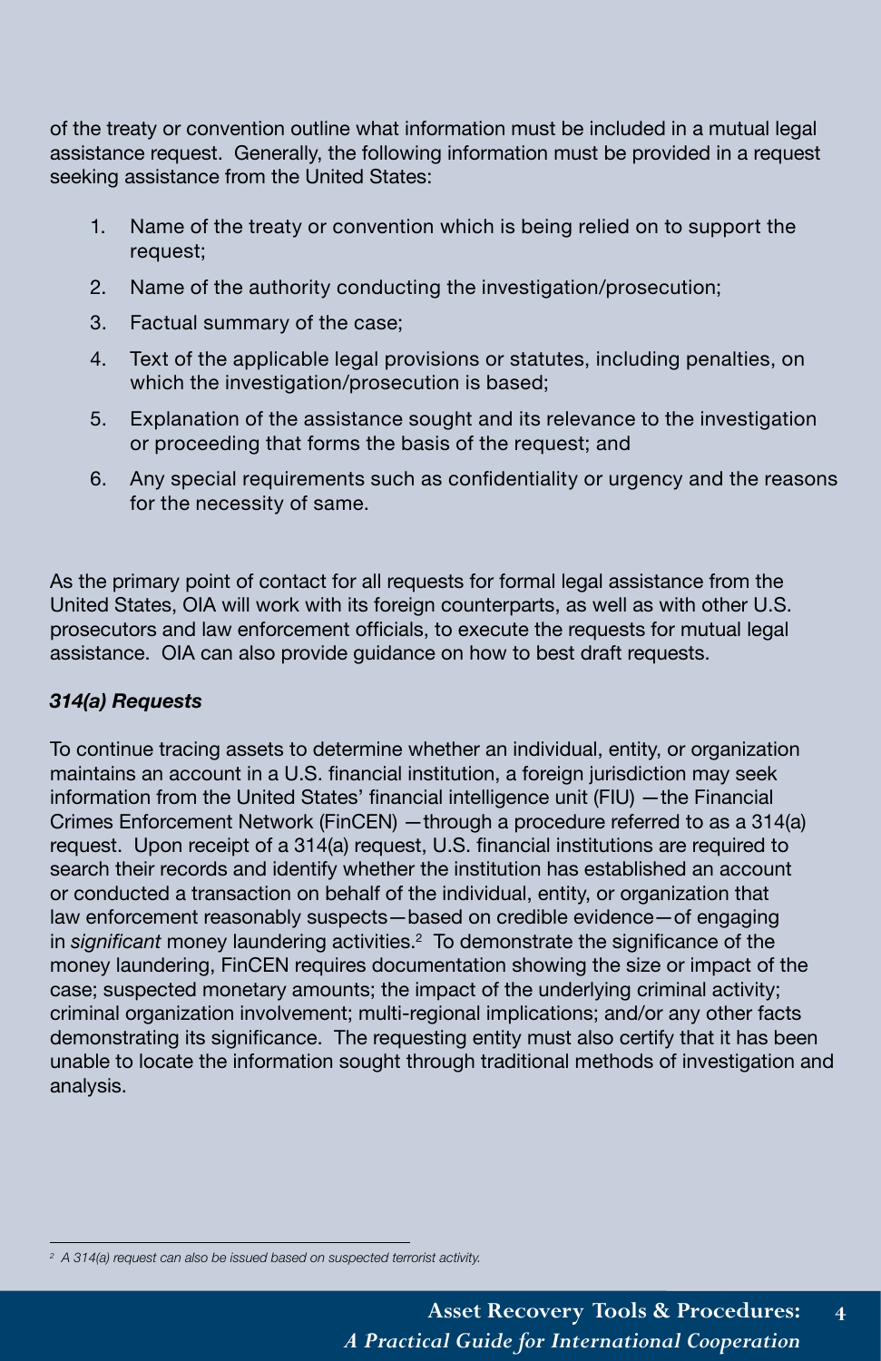of the treaty or convention outline what information must be included in a mutual legal assistance request. Generally, the following information must be provided in a request seeking assistance from the United States:

1. Name of the treaty or convention which is being relied on to support the request;
2. Name of the authority conducting the investigation/prosecution;
3. Factual summary of the case;
4. Text of the applicable legal provisions or statutes, including penalties, on which the investigation/prosecution is based;
5. Explanation of the assistance sought and its relevance to the investigation or proceeding that forms the basis of the request; and
6. Any special requirements such as confidentiality or urgency and the reasons for the necessity of same.

As the primary point of contact for all requests for formal legal assistance from the United States, OIA will work with its foreign counterparts, as well as with other U.S. prosecutors and law enforcement officials, to execute the requests for mutual legal assistance. OIA can also provide guidance on how to best draft requests.

### *314(a) Requests*

To continue tracing assets to determine whether an individual, entity, or organization maintains an account in a U.S. financial institution, a foreign jurisdiction may seek information from the United States' financial intelligence unit (FIU) —the Financial Crimes Enforcement Network (FinCEN) —through a procedure referred to as a 314(a) request. Upon receipt of a 314(a) request, U.S. financial institutions are required to search their records and identify whether the institution has established an account or conducted a transaction on behalf of the individual, entity, or organization that law enforcement reasonably suspects—based on credible evidence—of engaging in *significant* money laundering activities.[2] To demonstrate the significance of the money laundering, FinCEN requires documentation showing the size or impact of the case; suspected monetary amounts; the impact of the underlying criminal activity; criminal organization involvement; multi-regional implications; and/or any other facts demonstrating its significance. The requesting entity must also certify that it has been unable to locate the information sought through traditional methods of investigation and analysis.

---

[2] *A 314(a) request can also be issued based on suspected terrorist activity.*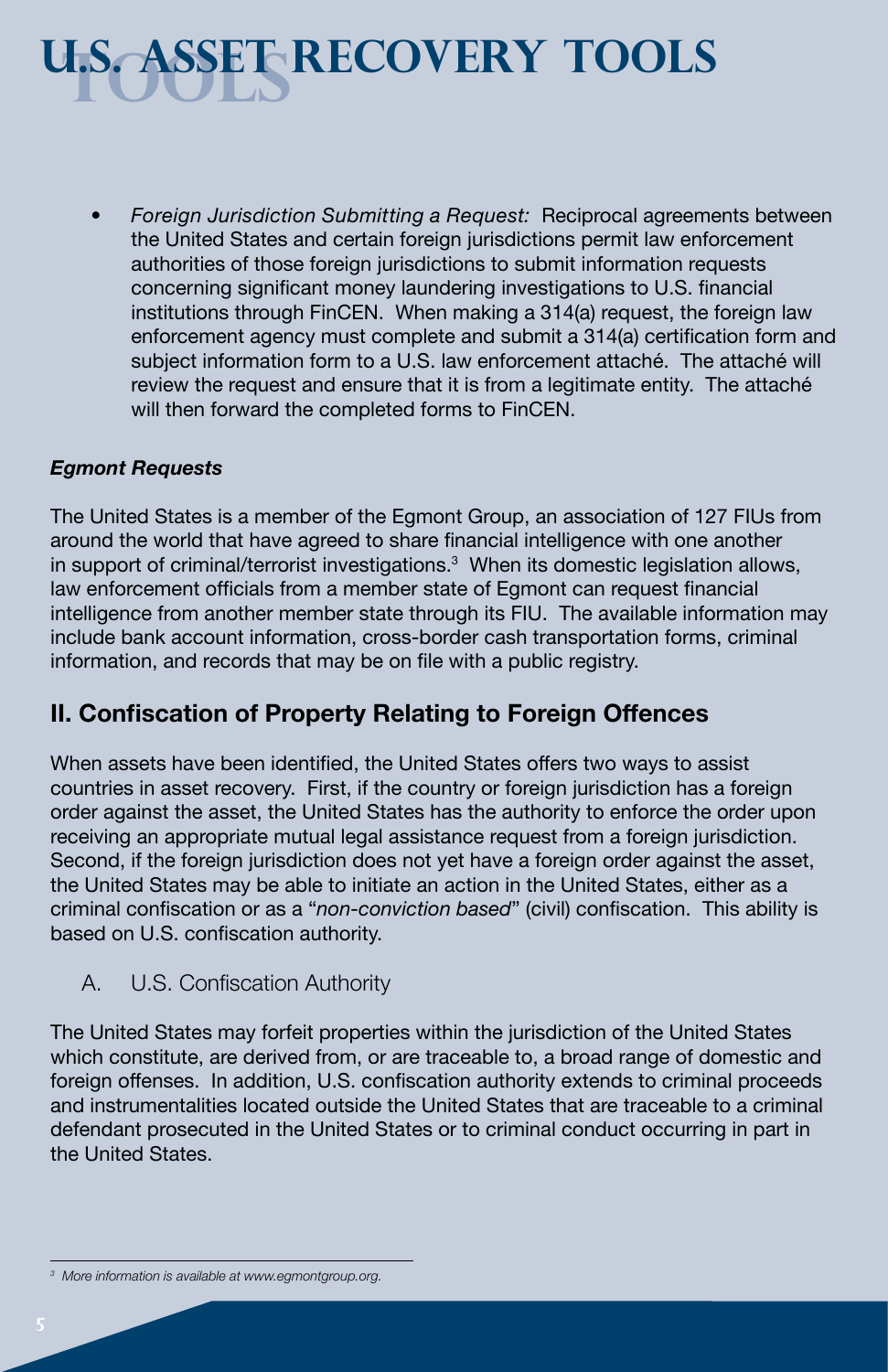- *Foreign Jurisdiction Submitting a Request:* Reciprocal agreements between the United States and certain foreign jurisdictions permit law enforcement authorities of those foreign jurisdictions to submit information requests concerning significant money laundering investigations to U.S. financial institutions through FinCEN. When making a 314(a) request, the foreign law enforcement agency must complete and submit a 314(a) certification form and subject information form to a U.S. law enforcement attaché. The attaché will review the request and ensure that it is from a legitimate entity. The attaché will then forward the completed forms to FinCEN.

***Egmont Requests***

The United States is a member of the Egmont Group, an association of 127 FIUs from around the world that have agreed to share financial intelligence with one another in support of criminal/terrorist investigations.[3] When its domestic legislation allows, law enforcement officials from a member state of Egmont can request financial intelligence from another member state through its FIU. The available information may include bank account information, cross-border cash transportation forms, criminal information, and records that may be on file with a public registry.

## II. Confiscation of Property Relating to Foreign Offences

When assets have been identified, the United States offers two ways to assist countries in asset recovery. First, if the country or foreign jurisdiction has a foreign order against the asset, the United States has the authority to enforce the order upon receiving an appropriate mutual legal assistance request from a foreign jurisdiction. Second, if the foreign jurisdiction does not yet have a foreign order against the asset, the United States may be able to initiate an action in the United States, either as a criminal confiscation or as a "*non-conviction based*" (civil) confiscation. This ability is based on U.S. confiscation authority.

### A. U.S. Confiscation Authority

The United States may forfeit properties within the jurisdiction of the United States which constitute, are derived from, or are traceable to, a broad range of domestic and foreign offenses. In addition, U.S. confiscation authority extends to criminal proceeds and instrumentalities located outside the United States that are traceable to a criminal defendant prosecuted in the United States or to criminal conduct occurring in part in the United States.

---

[3] *More information is available at www.egmontgroup.org.*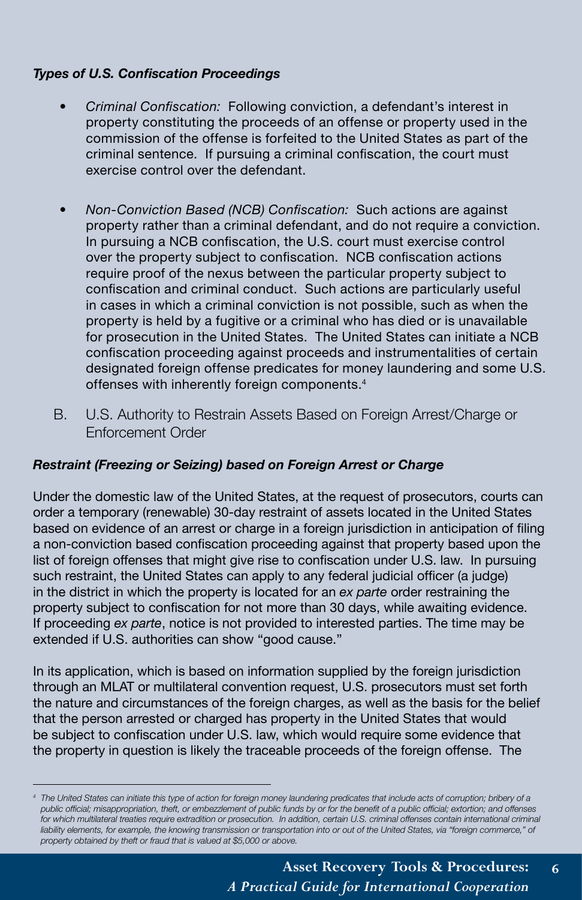***Types of U.S. Confiscation Proceedings***

- *Criminal Confiscation:* Following conviction, a defendant's interest in property constituting the proceeds of an offense or property used in the commission of the offense is forfeited to the United States as part of the criminal sentence. If pursuing a criminal confiscation, the court must exercise control over the defendant.

- *Non-Conviction Based (NCB) Confiscation:* Such actions are against property rather than a criminal defendant, and do not require a conviction. In pursuing a NCB confiscation, the U.S. court must exercise control over the property subject to confiscation. NCB confiscation actions require proof of the nexus between the particular property subject to confiscation and criminal conduct. Such actions are particularly useful in cases in which a criminal conviction is not possible, such as when the property is held by a fugitive or a criminal who has died or is unavailable for prosecution in the United States. The United States can initiate a NCB confiscation proceeding against proceeds and instrumentalities of certain designated foreign offense predicates for money laundering and some U.S. offenses with inherently foreign components.[4]

## B. U.S. Authority to Restrain Assets Based on Foreign Arrest/Charge or Enforcement Order

***Restraint (Freezing or Seizing) based on Foreign Arrest or Charge***

Under the domestic law of the United States, at the request of prosecutors, courts can order a temporary (renewable) 30-day restraint of assets located in the United States based on evidence of an arrest or charge in a foreign jurisdiction in anticipation of filing a non-conviction based confiscation proceeding against that property based upon the list of foreign offenses that might give rise to confiscation under U.S. law. In pursuing such restraint, the United States can apply to any federal judicial officer (a judge) in the district in which the property is located for an *ex parte* order restraining the property subject to confiscation for not more than 30 days, while awaiting evidence. If proceeding *ex parte*, notice is not provided to interested parties. The time may be extended if U.S. authorities can show "good cause."

In its application, which is based on information supplied by the foreign jurisdiction through an MLAT or multilateral convention request, U.S. prosecutors must set forth the nature and circumstances of the foreign charges, as well as the basis for the belief that the person arrested or charged has property in the United States that would be subject to confiscation under U.S. law, which would require some evidence that the property in question is likely the traceable proceeds of the foreign offense. The

---

*[4] The United States can initiate this type of action for foreign money laundering predicates that include acts of corruption; bribery of a public official; misappropriation, theft, or embezzlement of public funds by or for the benefit of a public official; extortion; and offenses for which multilateral treaties require extradition or prosecution. In addition, certain U.S. criminal offenses contain international criminal liability elements, for example, the knowing transmission or transportation into or out of the United States, via "foreign commerce," of property obtained by theft or fraud that is valued at $5,000 or above.*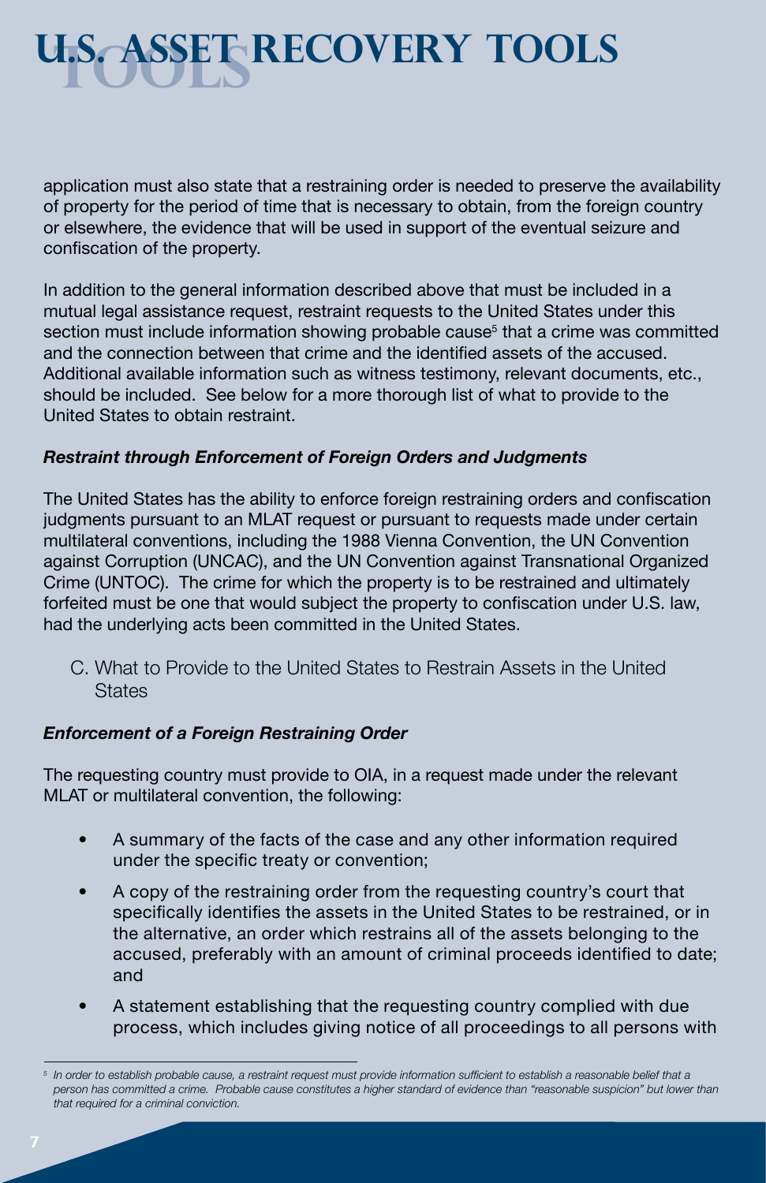application must also state that a restraining order is needed to preserve the availability of property for the period of time that is necessary to obtain, from the foreign country or elsewhere, the evidence that will be used in support of the eventual seizure and confiscation of the property.

In addition to the general information described above that must be included in a mutual legal assistance request, restraint requests to the United States under this section must include information showing probable cause[5] that a crime was committed and the connection between that crime and the identified assets of the accused. Additional available information such as witness testimony, relevant documents, etc., should be included. See below for a more thorough list of what to provide to the United States to obtain restraint.

***Restraint through Enforcement of Foreign Orders and Judgments***

The United States has the ability to enforce foreign restraining orders and confiscation judgments pursuant to an MLAT request or pursuant to requests made under certain multilateral conventions, including the 1988 Vienna Convention, the UN Convention against Corruption (UNCAC), and the UN Convention against Transnational Organized Crime (UNTOC). The crime for which the property is to be restrained and ultimately forfeited must be one that would subject the property to confiscation under U.S. law, had the underlying acts been committed in the United States.

## C. What to Provide to the United States to Restrain Assets in the United States

***Enforcement of a Foreign Restraining Order***

The requesting country must provide to OIA, in a request made under the relevant MLAT or multilateral convention, the following:

- A summary of the facts of the case and any other information required under the specific treaty or convention;
- A copy of the restraining order from the requesting country's court that specifically identifies the assets in the United States to be restrained, or in the alternative, an order which restrains all of the assets belonging to the accused, preferably with an amount of criminal proceeds identified to date; and
- A statement establishing that the requesting country complied with due process, which includes giving notice of all proceedings to all persons with

[5] *In order to establish probable cause, a restraint request must provide information sufficient to establish a reasonable belief that a person has committed a crime. Probable cause constitutes a higher standard of evidence than "reasonable suspicion" but lower than that required for a criminal conviction.*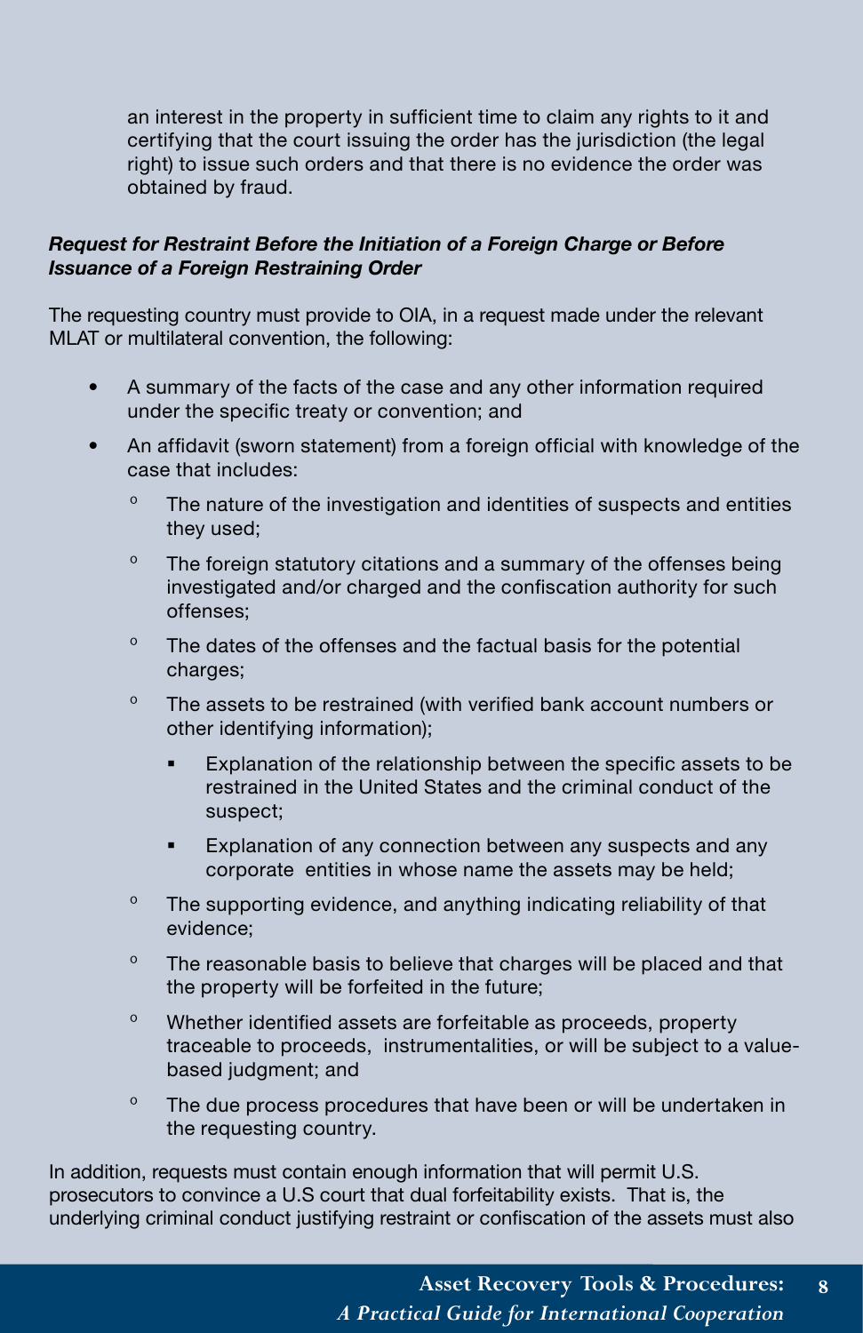an interest in the property in sufficient time to claim any rights to it and certifying that the court issuing the order has the jurisdiction (the legal right) to issue such orders and that there is no evidence the order was obtained by fraud.

***Request for Restraint Before the Initiation of a Foreign Charge or Before Issuance of a Foreign Restraining Order***

The requesting country must provide to OIA, in a request made under the relevant MLAT or multilateral convention, the following:

- A summary of the facts of the case and any other information required under the specific treaty or convention; and
- An affidavit (sworn statement) from a foreign official with knowledge of the case that includes:
  - The nature of the investigation and identities of suspects and entities they used;
  - The foreign statutory citations and a summary of the offenses being investigated and/or charged and the confiscation authority for such offenses;
  - The dates of the offenses and the factual basis for the potential charges;
  - The assets to be restrained (with verified bank account numbers or other identifying information);
    - Explanation of the relationship between the specific assets to be restrained in the United States and the criminal conduct of the suspect;
    - Explanation of any connection between any suspects and any corporate entities in whose name the assets may be held;
  - The supporting evidence, and anything indicating reliability of that evidence;
  - The reasonable basis to believe that charges will be placed and that the property will be forfeited in the future;
  - Whether identified assets are forfeitable as proceeds, property traceable to proceeds, instrumentalities, or will be subject to a value-based judgment; and
  - The due process procedures that have been or will be undertaken in the requesting country.

In addition, requests must contain enough information that will permit U.S. prosecutors to convince a U.S court that dual forfeitability exists. That is, the underlying criminal conduct justifying restraint or confiscation of the assets must also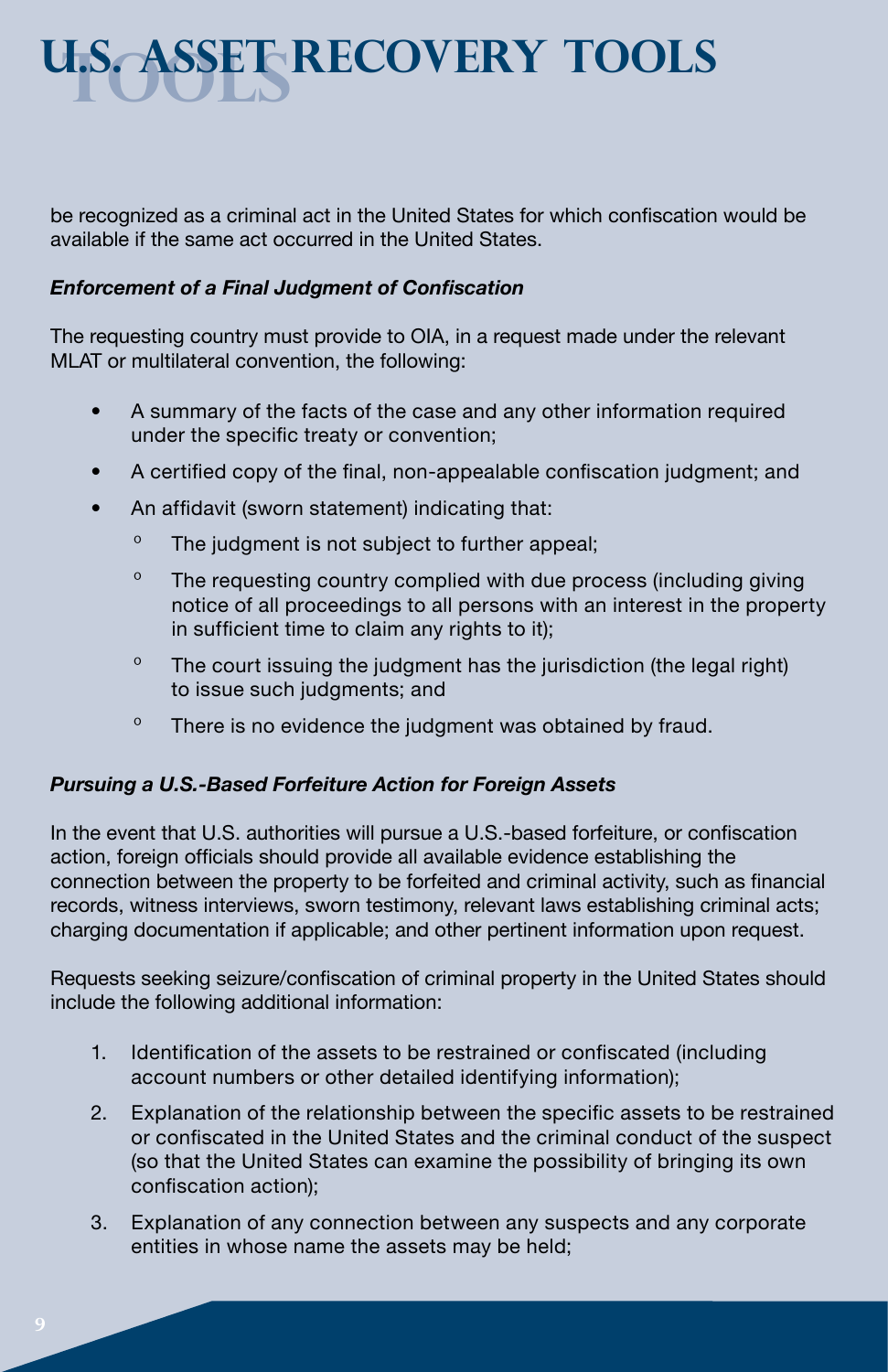be recognized as a criminal act in the United States for which confiscation would be available if the same act occurred in the United States.

***Enforcement of a Final Judgment of Confiscation***

The requesting country must provide to OIA, in a request made under the relevant MLAT or multilateral convention, the following:

- A summary of the facts of the case and any other information required under the specific treaty or convention;
- A certified copy of the final, non-appealable confiscation judgment; and
- An affidavit (sworn statement) indicating that:
  - The judgment is not subject to further appeal;
  - The requesting country complied with due process (including giving notice of all proceedings to all persons with an interest in the property in sufficient time to claim any rights to it);
  - The court issuing the judgment has the jurisdiction (the legal right) to issue such judgments; and
  - There is no evidence the judgment was obtained by fraud.

***Pursuing a U.S.-Based Forfeiture Action for Foreign Assets***

In the event that U.S. authorities will pursue a U.S.-based forfeiture, or confiscation action, foreign officials should provide all available evidence establishing the connection between the property to be forfeited and criminal activity, such as financial records, witness interviews, sworn testimony, relevant laws establishing criminal acts; charging documentation if applicable; and other pertinent information upon request.

Requests seeking seizure/confiscation of criminal property in the United States should include the following additional information:

1. Identification of the assets to be restrained or confiscated (including account numbers or other detailed identifying information);
2. Explanation of the relationship between the specific assets to be restrained or confiscated in the United States and the criminal conduct of the suspect (so that the United States can examine the possibility of bringing its own confiscation action);
3. Explanation of any connection between any suspects and any corporate entities in whose name the assets may be held;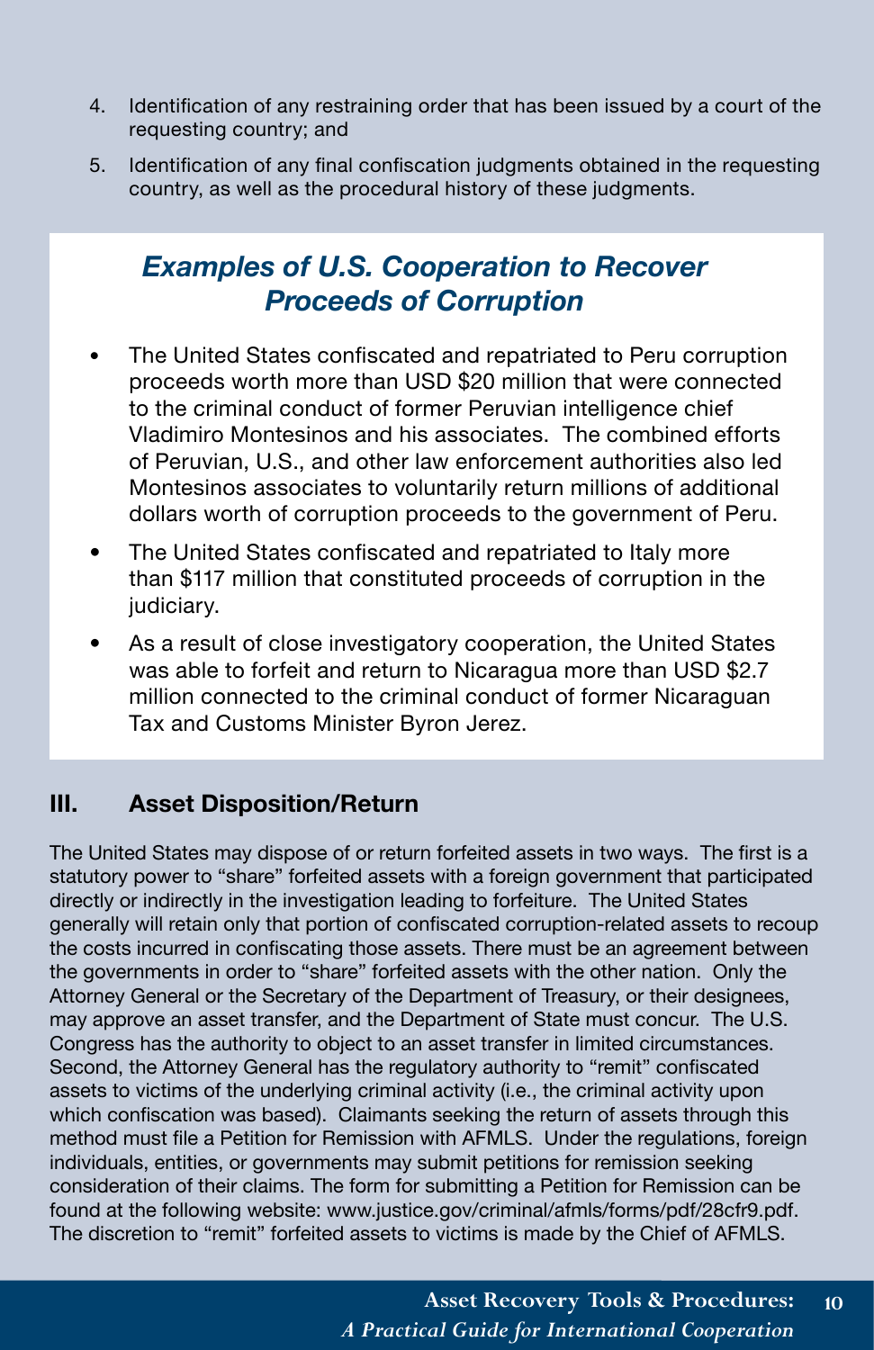4. Identification of any restraining order that has been issued by a court of the requesting country; and
5. Identification of any final confiscation judgments obtained in the requesting country, as well as the procedural history of these judgments.

## *Examples of U.S. Cooperation to Recover Proceeds of Corruption*

- The United States confiscated and repatriated to Peru corruption proceeds worth more than USD $20 million that were connected to the criminal conduct of former Peruvian intelligence chief Vladimiro Montesinos and his associates. The combined efforts of Peruvian, U.S., and other law enforcement authorities also led Montesinos associates to voluntarily return millions of additional dollars worth of corruption proceeds to the government of Peru.
- The United States confiscated and repatriated to Italy more than $117 million that constituted proceeds of corruption in the judiciary.
- As a result of close investigatory cooperation, the United States was able to forfeit and return to Nicaragua more than USD $2.7 million connected to the criminal conduct of former Nicaraguan Tax and Customs Minister Byron Jerez.

## III. Asset Disposition/Return

The United States may dispose of or return forfeited assets in two ways. The first is a statutory power to "share" forfeited assets with a foreign government that participated directly or indirectly in the investigation leading to forfeiture. The United States generally will retain only that portion of confiscated corruption-related assets to recoup the costs incurred in confiscating those assets. There must be an agreement between the governments in order to "share" forfeited assets with the other nation. Only the Attorney General or the Secretary of the Department of Treasury, or their designees, may approve an asset transfer, and the Department of State must concur. The U.S. Congress has the authority to object to an asset transfer in limited circumstances. Second, the Attorney General has the regulatory authority to "remit" confiscated assets to victims of the underlying criminal activity (i.e., the criminal activity upon which confiscation was based). Claimants seeking the return of assets through this method must file a Petition for Remission with AFMLS. Under the regulations, foreign individuals, entities, or governments may submit petitions for remission seeking consideration of their claims. The form for submitting a Petition for Remission can be found at the following website: www.justice.gov/criminal/afmls/forms/pdf/28cfr9.pdf. The discretion to "remit" forfeited assets to victims is made by the Chief of AFMLS.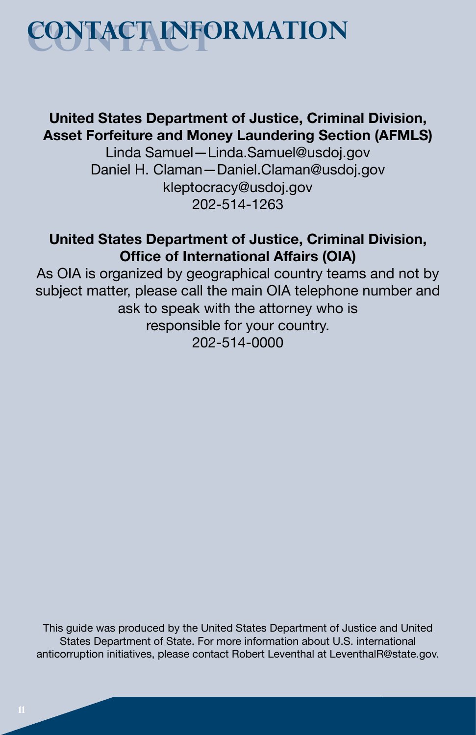# CONTACT INFORMATION

**United States Department of Justice, Criminal Division, Asset Forfeiture and Money Laundering Section (AFMLS)**

Linda Samuel—Linda.Samuel@usdoj.gov
Daniel H. Claman—Daniel.Claman@usdoj.gov
kleptocracy@usdoj.gov
202-514-1263

**United States Department of Justice, Criminal Division, Office of International Affairs (OIA)**

As OIA is organized by geographical country teams and not by subject matter, please call the main OIA telephone number and ask to speak with the attorney who is responsible for your country.
202-514-0000

This guide was produced by the United States Department of Justice and United States Department of State. For more information about U.S. international anticorruption initiatives, please contact Robert Leventhal at LeventhalR@state.gov.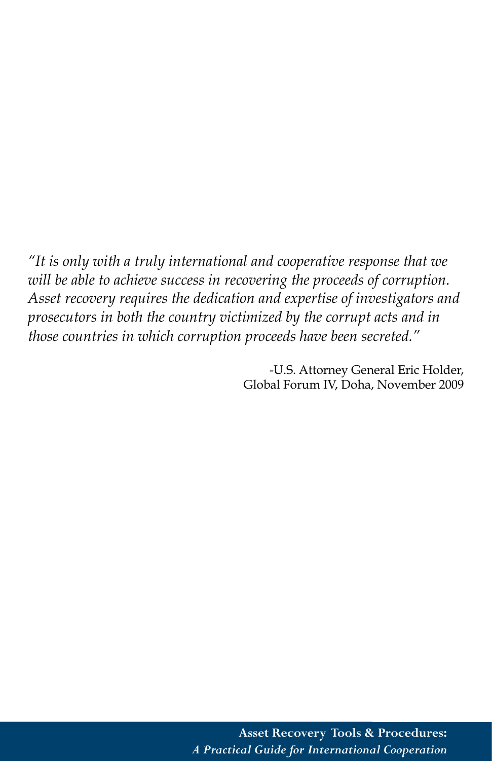*"It is only with a truly international and cooperative response that we will be able to achieve success in recovering the proceeds of corruption. Asset recovery requires the dedication and expertise of investigators and prosecutors in both the country victimized by the corrupt acts and in those countries in which corruption proceeds have been secreted."*

-U.S. Attorney General Eric Holder,
Global Forum IV, Doha, November 2009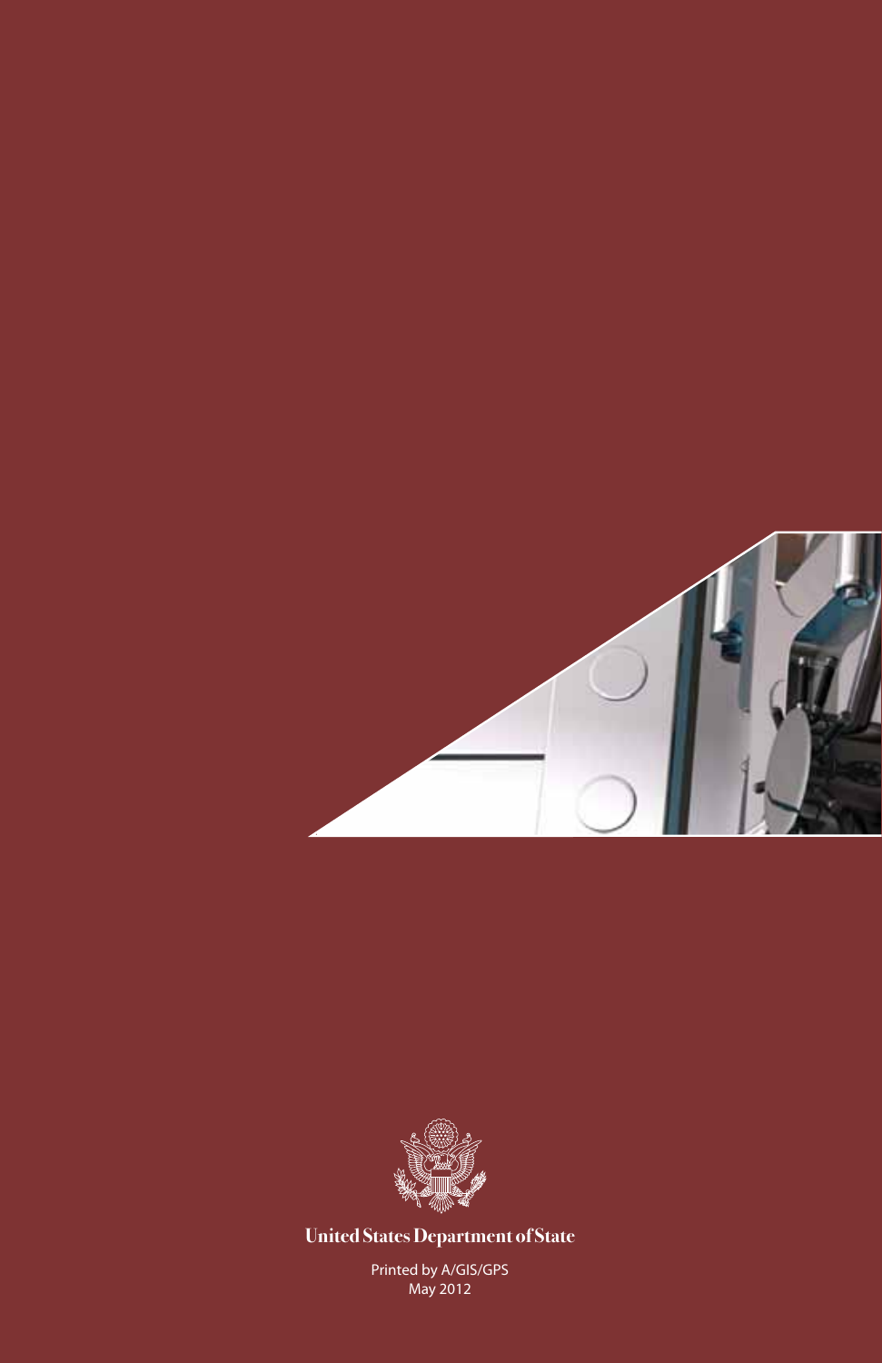United States Department of State

Printed by A/GIS/GPS
May 2012